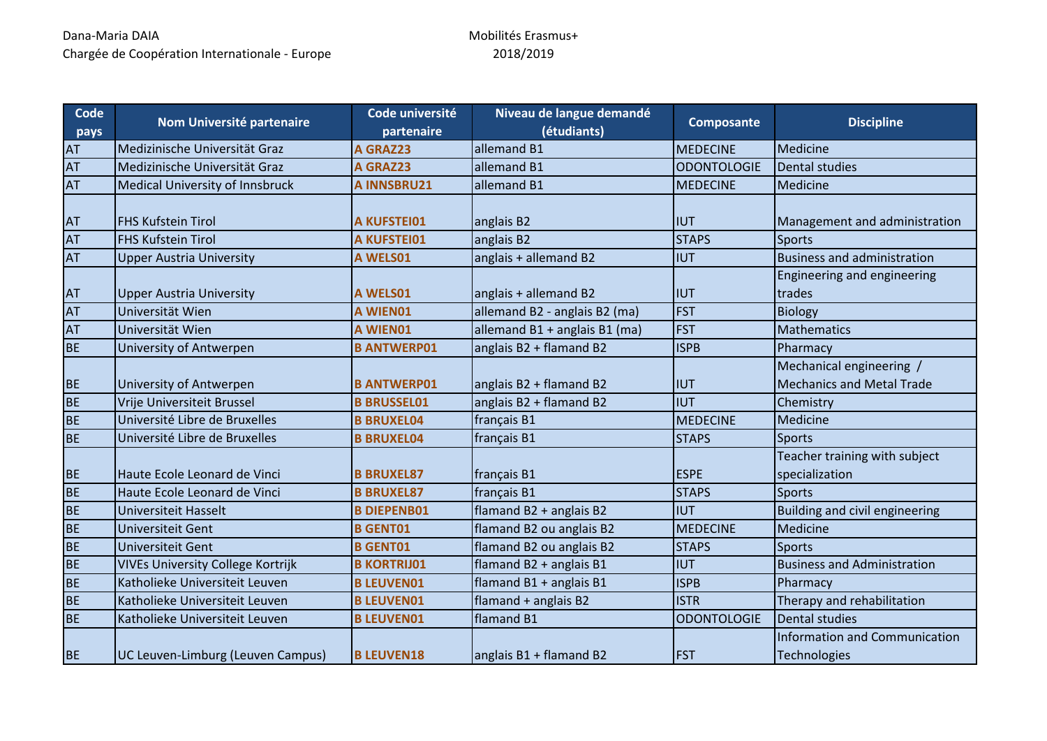Dana-Maria DAIA
Chargée de Coopération Internationale - Europe

Mobilités Erasmus+
2018/2019

| Code pays | Nom Université partenaire | Code université partenaire | Niveau de langue demandé (étudiants) | Composante | Discipline |
|---|---|---|---|---|---|
| AT | Medizinische Universität Graz | A GRAZ23 | allemand B1 | MEDECINE | Medicine |
| AT | Medizinische Universität Graz | A GRAZ23 | allemand B1 | ODONTOLOGIE | Dental studies |
| AT | Medical University of Innsbruck | A INNSBRU21 | allemand B1 | MEDECINE | Medicine |
| AT | FHS Kufstein Tirol | A KUFSTEI01 | anglais B2 | IUT | Management and administration |
| AT | FHS Kufstein Tirol | A KUFSTEI01 | anglais B2 | STAPS | Sports |
| AT | Upper Austria University | A WELS01 | anglais + allemand B2 | IUT | Business and administration |
| AT | Upper Austria University | A WELS01 | anglais + allemand B2 | IUT | Engineering and engineering trades |
| AT | Universität Wien | A WIEN01 | allemand B2 - anglais B2 (ma) | FST | Biology |
| AT | Universität Wien | A WIEN01 | allemand B1 + anglais B1 (ma) | FST | Mathematics |
| BE | University of Antwerpen | B ANTWERP01 | anglais B2 + flamand B2 | ISPB | Pharmacy |
| BE | University of Antwerpen | B ANTWERP01 | anglais B2 + flamand B2 | IUT | Mechanical engineering / Mechanics and Metal Trade |
| BE | Vrije Universiteit Brussel | B BRUSSEL01 | anglais B2 + flamand B2 | IUT | Chemistry |
| BE | Université Libre de Bruxelles | B BRUXEL04 | français B1 | MEDECINE | Medicine |
| BE | Université Libre de Bruxelles | B BRUXEL04 | français B1 | STAPS | Sports |
| BE | Haute Ecole Leonard de Vinci | B BRUXEL87 | français B1 | ESPE | Teacher training with subject specialization |
| BE | Haute Ecole Leonard de Vinci | B BRUXEL87 | français B1 | STAPS | Sports |
| BE | Universiteit Hasselt | B DIEPENB01 | flamand B2 + anglais B2 | IUT | Building and civil engineering |
| BE | Universiteit Gent | B GENT01 | flamand B2 ou anglais B2 | MEDECINE | Medicine |
| BE | Universiteit Gent | B GENT01 | flamand B2 ou anglais B2 | STAPS | Sports |
| BE | VIVEs University College Kortrijk | B KORTRIJ01 | flamand B2 + anglais B1 | IUT | Business and Administration |
| BE | Katholieke Universiteit Leuven | B LEUVEN01 | flamand B1 + anglais B1 | ISPB | Pharmacy |
| BE | Katholieke Universiteit Leuven | B LEUVEN01 | flamand + anglais B2 | ISTR | Therapy and rehabilitation |
| BE | Katholieke Universiteit Leuven | B LEUVEN01 | flamand B1 | ODONTOLOGIE | Dental studies |
| BE | UC Leuven-Limburg (Leuven Campus) | B LEUVEN18 | anglais B1 + flamand B2 | FST | Information and Communication Technologies |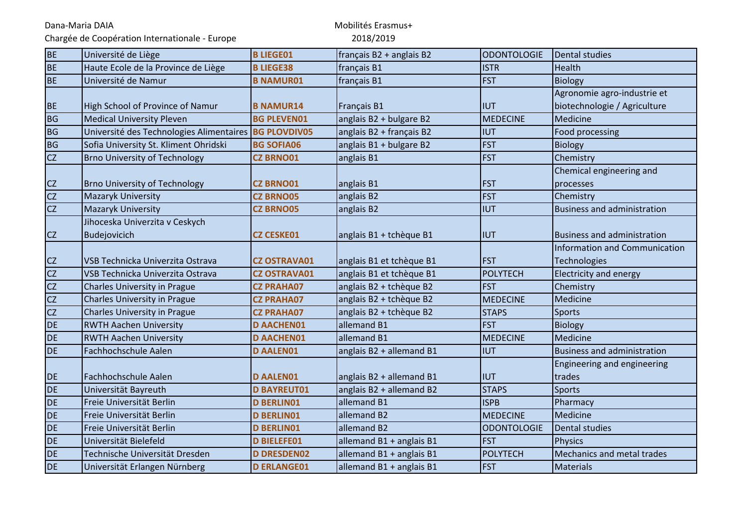Dana-Maria DAIA
Chargée de Coopération Internationale - Europe

Mobilités Erasmus+
2018/2019

| | | | | | |
|---|---|---|---|---|---|
| BE | Université de Liège | **B LIEGE01** | français B2 + anglais B2 | ODONTOLOGIE | Dental studies |
| BE | Haute Ecole de la Province de Liège | **B LIEGE38** | français B1 | ISTR | Health |
| BE | Université de Namur | **B NAMUR01** | français B1 | FST | Biology |
| BE | High School of Province of Namur | **B NAMUR14** | Français B1 | IUT | Agronomie agro-industrie et biotechnologie / Agriculture |
| BG | Medical University Pleven | **BG PLEVEN01** | anglais B2 + bulgare B2 | MEDECINE | Medicine |
| BG | Université des Technologies Alimentaires | **BG PLOVDIV05** | anglais B2 + français B2 | IUT | Food processing |
| BG | Sofia University St. Kliment Ohridski | **BG SOFIA06** | anglais B1 + bulgare B2 | FST | Biology |
| CZ | Brno University of Technology | **CZ BRNO01** | anglais B1 | FST | Chemistry |
| CZ | Brno University of Technology | **CZ BRNO01** | anglais B1 | FST | Chemical engineering and processes |
| CZ | Mazaryk University | **CZ BRNO05** | anglais B2 | FST | Chemistry |
| CZ | Mazaryk University | **CZ BRNO05** | anglais B2 | IUT | Business and administration |
| CZ | Jihoceska Univerzita v Ceskych Budejovicich | **CZ CESKE01** | anglais B1 + tchèque B1 | IUT | Business and administration |
| CZ | VSB Technicka Univerzita Ostrava | **CZ OSTRAVA01** | anglais B1 et tchèque B1 | FST | Information and Communication Technologies |
| CZ | VSB Technicka Univerzita Ostrava | **CZ OSTRAVA01** | anglais B1 et tchèque B1 | POLYTECH | Electricity and energy |
| CZ | Charles University in Prague | **CZ PRAHA07** | anglais B2 + tchèque B2 | FST | Chemistry |
| CZ | Charles University in Prague | **CZ PRAHA07** | anglais B2 + tchèque B2 | MEDECINE | Medicine |
| CZ | Charles University in Prague | **CZ PRAHA07** | anglais B2 + tchèque B2 | STAPS | Sports |
| DE | RWTH Aachen University | **D AACHEN01** | allemand B1 | FST | Biology |
| DE | RWTH Aachen University | **D AACHEN01** | allemand B1 | MEDECINE | Medicine |
| DE | Fachhochschule Aalen | **D AALEN01** | anglais B2 + allemand B1 | IUT | Business and administration |
| DE | Fachhochschule Aalen | **D AALEN01** | anglais B2 + allemand B1 | IUT | Engineering and engineering trades |
| DE | Universität Bayreuth | **D BAYREUT01** | anglais B2 + allemand B2 | STAPS | Sports |
| DE | Freie Universität Berlin | **D BERLIN01** | allemand B1 | ISPB | Pharmacy |
| DE | Freie Universität Berlin | **D BERLIN01** | allemand B2 | MEDECINE | Medicine |
| DE | Freie Universität Berlin | **D BERLIN01** | allemand B2 | ODONTOLOGIE | Dental studies |
| DE | Universität Bielefeld | **D BIELEFE01** | allemand B1 + anglais B1 | FST | Physics |
| DE | Technische Universität Dresden | **D DRESDEN02** | allemand B1 + anglais B1 | POLYTECH | Mechanics and metal trades |
| DE | Universität Erlangen Nürnberg | **D ERLANGE01** | allemand B1 + anglais B1 | FST | Materials |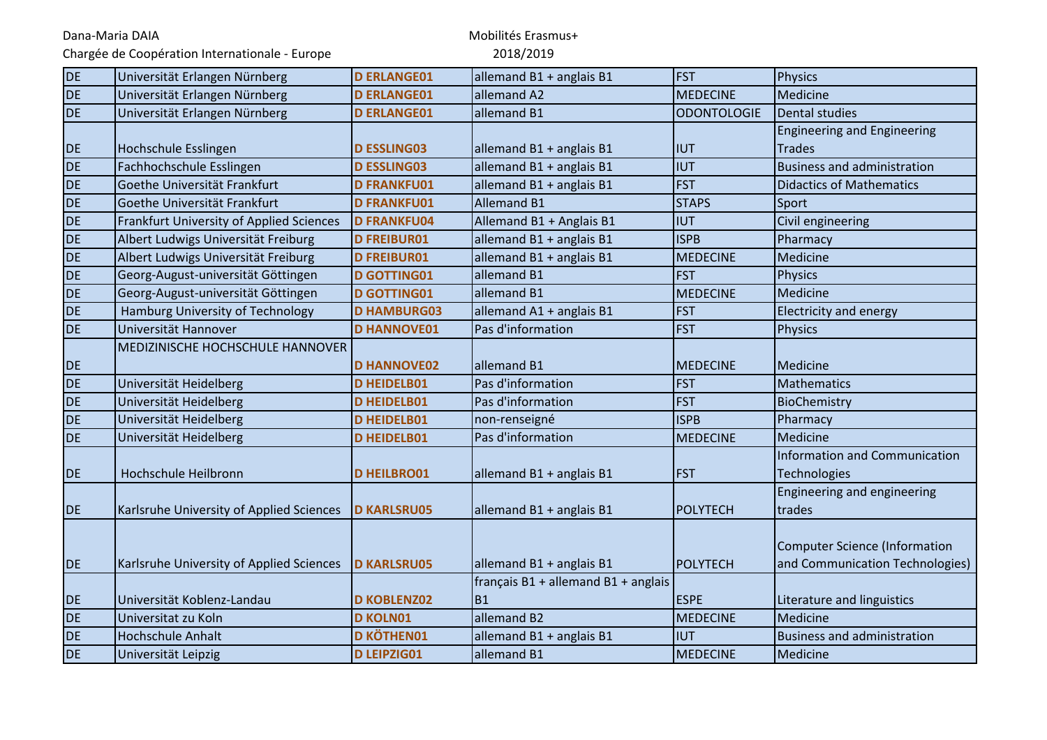| | | | | | |
|---|---|---|---|---|---|
| DE | Universität Erlangen Nürnberg | **D ERLANGE01** | allemand B1 + anglais B1 | FST | Physics |
| DE | Universität Erlangen Nürnberg | **D ERLANGE01** | allemand A2 | MEDECINE | Medicine |
| DE | Universität Erlangen Nürnberg | **D ERLANGE01** | allemand B1 | ODONTOLOGIE | Dental studies |
| DE | Hochschule Esslingen | **D ESSLING03** | allemand B1 + anglais B1 | IUT | Engineering and Engineering Trades |
| DE | Fachhochschule Esslingen | **D ESSLING03** | allemand B1 + anglais B1 | IUT | Business and administration |
| DE | Goethe Universität Frankfurt | **D FRANKFU01** | allemand B1 + anglais B1 | FST | Didactics of Mathematics |
| DE | Goethe Universität Frankfurt | **D FRANKFU01** | Allemand B1 | STAPS | Sport |
| DE | Frankfurt University of Applied Sciences | **D FRANKFU04** | Allemand B1 + Anglais B1 | IUT | Civil engineering |
| DE | Albert Ludwigs Universität Freiburg | **D FREIBUR01** | allemand B1 + anglais B1 | ISPB | Pharmacy |
| DE | Albert Ludwigs Universität Freiburg | **D FREIBUR01** | allemand B1 + anglais B1 | MEDECINE | Medicine |
| DE | Georg-August-universität Göttingen | **D GOTTING01** | allemand B1 | FST | Physics |
| DE | Georg-August-universität Göttingen | **D GOTTING01** | allemand B1 | MEDECINE | Medicine |
| DE | Hamburg University of Technology | **D HAMBURG03** | allemand A1 + anglais B1 | FST | Electricity and energy |
| DE | Universität Hannover | **D HANNOVE01** | Pas d'information | FST | Physics |
| DE | MEDIZINISCHE HOCHSCHULE HANNOVER | **D HANNOVE02** | allemand B1 | MEDECINE | Medicine |
| DE | Universität Heidelberg | **D HEIDELB01** | Pas d'information | FST | Mathematics |
| DE | Universität Heidelberg | **D HEIDELB01** | Pas d'information | FST | BioChemistry |
| DE | Universität Heidelberg | **D HEIDELB01** | non-renseigné | ISPB | Pharmacy |
| DE | Universität Heidelberg | **D HEIDELB01** | Pas d'information | MEDECINE | Medicine |
| DE | Hochschule Heilbronn | **D HEILBRO01** | allemand B1 + anglais B1 | FST | Information and Communication Technologies |
| DE | Karlsruhe University of Applied Sciences | **D KARLSRU05** | allemand B1 + anglais B1 | POLYTECH | Engineering and engineering trades |
| DE | Karlsruhe University of Applied Sciences | **D KARLSRU05** | allemand B1 + anglais B1 | POLYTECH | Computer Science (Information and Communication Technologies) |
| DE | Universität Koblenz-Landau | **D KOBLENZ02** | français B1 + allemand B1 + anglais B1 | ESPE | Literature and linguistics |
| DE | Universitat zu Koln | **D KOLN01** | allemand B2 | MEDECINE | Medicine |
| DE | Hochschule Anhalt | **D KÖTHEN01** | allemand B1 + anglais B1 | IUT | Business and administration |
| DE | Universität Leipzig | **D LEIPZIG01** | allemand B1 | MEDECINE | Medicine |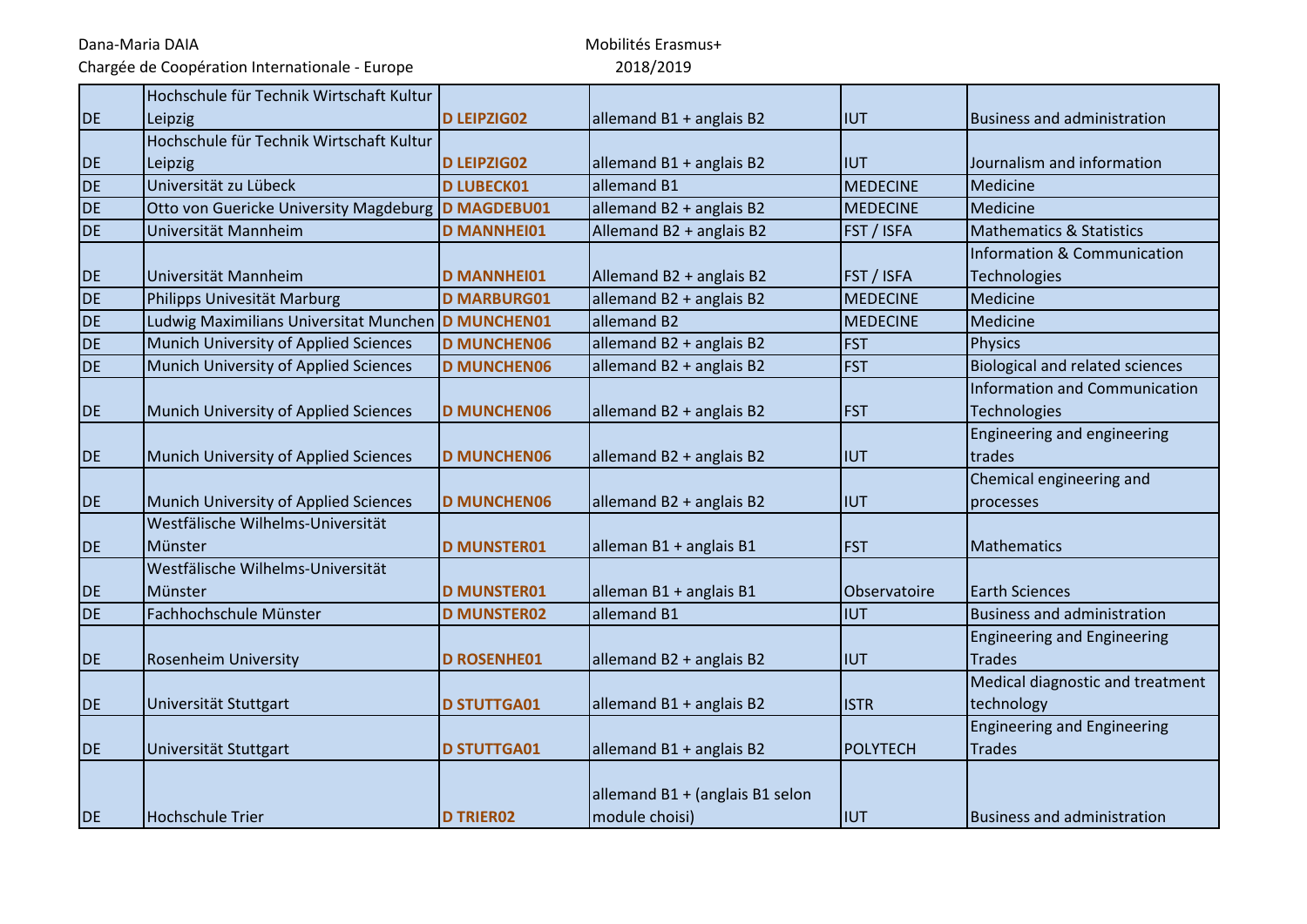| | | | | | |
|---|---|---|---|---|---|
| DE | Hochschule für Technik Wirtschaft Kultur Leipzig | **D LEIPZIG02** | allemand B1 + anglais B2 | IUT | Business and administration |
| DE | Hochschule für Technik Wirtschaft Kultur Leipzig | **D LEIPZIG02** | allemand B1 + anglais B2 | IUT | Journalism and information |
| DE | Universität zu Lübeck | **D LUBECK01** | allemand B1 | MEDECINE | Medicine |
| DE | Otto von Guericke University Magdeburg | **D MAGDEBU01** | allemand B2 + anglais B2 | MEDECINE | Medicine |
| DE | Universität Mannheim | **D MANNHEI01** | Allemand B2 + anglais B2 | FST / ISFA | Mathematics & Statistics |
| DE | Universität Mannheim | **D MANNHEI01** | Allemand B2 + anglais B2 | FST / ISFA | Information & Communication Technologies |
| DE | Philipps Univesität Marburg | **D MARBURG01** | allemand B2 + anglais B2 | MEDECINE | Medicine |
| DE | Ludwig Maximilians Universitat Munchen | **D MUNCHEN01** | allemand B2 | MEDECINE | Medicine |
| DE | Munich University of Applied Sciences | **D MUNCHEN06** | allemand B2 + anglais B2 | FST | Physics |
| DE | Munich University of Applied Sciences | **D MUNCHEN06** | allemand B2 + anglais B2 | FST | Biological and related sciences |
| DE | Munich University of Applied Sciences | **D MUNCHEN06** | allemand B2 + anglais B2 | FST | Information and Communication Technologies |
| DE | Munich University of Applied Sciences | **D MUNCHEN06** | allemand B2 + anglais B2 | IUT | Engineering and engineering trades |
| DE | Munich University of Applied Sciences | **D MUNCHEN06** | allemand B2 + anglais B2 | IUT | Chemical engineering and processes |
| DE | Westfälische Wilhelms-Universität Münster | **D MUNSTER01** | alleman B1 + anglais B1 | FST | Mathematics |
| DE | Westfälische Wilhelms-Universität Münster | **D MUNSTER01** | alleman B1 + anglais B1 | Observatoire | Earth Sciences |
| DE | Fachhochschule Münster | **D MUNSTER02** | allemand B1 | IUT | Business and administration |
| DE | Rosenheim University | **D ROSENHE01** | allemand B2 + anglais B2 | IUT | Engineering and Engineering Trades |
| DE | Universität Stuttgart | **D STUTTGA01** | allemand B1 + anglais B2 | ISTR | Medical diagnostic and treatment technology |
| DE | Universität Stuttgart | **D STUTTGA01** | allemand B1 + anglais B2 | POLYTECH | Engineering and Engineering Trades |
| DE | Hochschule Trier | **D TRIER02** | allemand B1 + (anglais B1 selon module choisi) | IUT | Business and administration |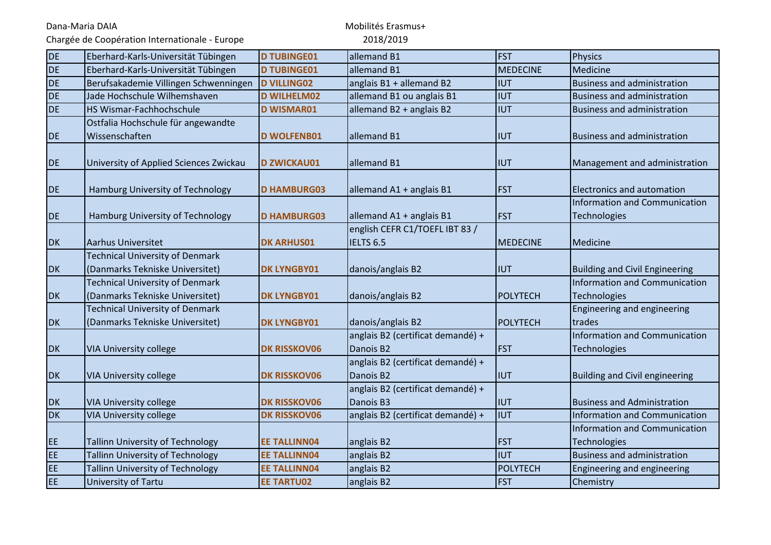| | | | | | |
|---|---|---|---|---|---|
| DE | Eberhard-Karls-Universität Tübingen | **D TUBINGE01** | allemand B1 | FST | Physics |
| DE | Eberhard-Karls-Universität Tübingen | **D TUBINGE01** | allemand B1 | MEDECINE | Medicine |
| DE | Berufsakademie Villingen Schwenningen | **D VILLING02** | anglais B1 + allemand B2 | IUT | Business and administration |
| DE | Jade Hochschule Wilhemshaven | **D WILHELM02** | allemand B1 ou anglais B1 | IUT | Business and administration |
| DE | HS Wismar-Fachhochschule | **D WISMAR01** | allemand B2 + anglais B2 | IUT | Business and administration |
| DE | Ostfalia Hochschule für angewandte Wissenschaften | **D WOLFENB01** | allemand B1 | IUT | Business and administration |
| DE | University of Applied Sciences Zwickau | **D ZWICKAU01** | allemand B1 | IUT | Management and administration |
| DE | Hamburg University of Technology | **D HAMBURG03** | allemand A1 + anglais B1 | FST | Electronics and automation |
| DE | Hamburg University of Technology | **D HAMBURG03** | allemand A1 + anglais B1 | FST | Information and Communication Technologies |
| DK | Aarhus Universitet | **DK ARHUS01** | english CEFR C1/TOEFL IBT 83 / IELTS 6.5 | MEDECINE | Medicine |
| DK | Technical University of Denmark (Danmarks Tekniske Universitet) | **DK LYNGBY01** | danois/anglais B2 | IUT | Building and Civil Engineering |
| DK | Technical University of Denmark (Danmarks Tekniske Universitet) | **DK LYNGBY01** | danois/anglais B2 | POLYTECH | Information and Communication Technologies |
| DK | Technical University of Denmark (Danmarks Tekniske Universitet) | **DK LYNGBY01** | danois/anglais B2 | POLYTECH | Engineering and engineering trades |
| DK | VIA University college | **DK RISSKOV06** | anglais B2 (certificat demandé) + Danois B2 | FST | Information and Communication Technologies |
| DK | VIA University college | **DK RISSKOV06** | anglais B2 (certificat demandé) + Danois B2 | IUT | Building and Civil engineering |
| DK | VIA University college | **DK RISSKOV06** | anglais B2 (certificat demandé) + Danois B3 | IUT | Business and Administration |
| DK | VIA University college | **DK RISSKOV06** | anglais B2 (certificat demandé) + | IUT | Information and Communication |
| EE | Tallinn University of Technology | **EE TALLINN04** | anglais B2 | FST | Information and Communication Technologies |
| EE | Tallinn University of Technology | **EE TALLINN04** | anglais B2 | IUT | Business and administration |
| EE | Tallinn University of Technology | **EE TALLINN04** | anglais B2 | POLYTECH | Engineering and engineering |
| EE | University of Tartu | **EE TARTU02** | anglais B2 | FST | Chemistry |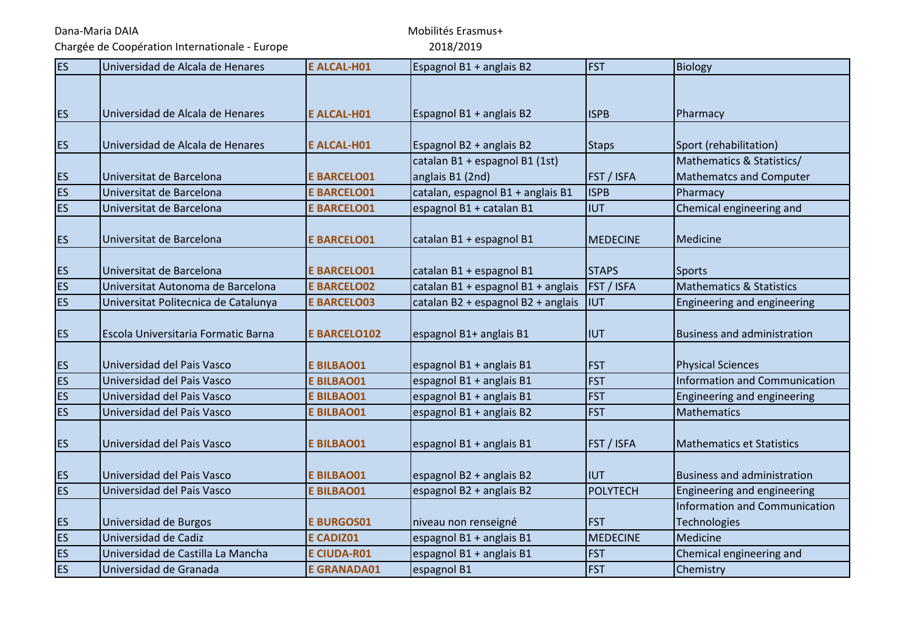| | | | | | |
|---|---|---|---|---|---|
| ES | Universidad de Alcala de Henares | **E ALCAL-H01** | Espagnol B1 + anglais B2 | FST | Biology |
| ES | Universidad de Alcala de Henares | **E ALCAL-H01** | Espagnol B1 + anglais B2 | ISPB | Pharmacy |
| ES | Universidad de Alcala de Henares | **E ALCAL-H01** | Espagnol B2 + anglais B2 | Staps | Sport (rehabilitation) |
| ES | Universitat de Barcelona | **E BARCELO01** | catalan B1 + espagnol B1 (1st) anglais B1 (2nd) | FST / ISFA | Mathematics & Statistics/ Mathematcs and Computer |
| ES | Universitat de Barcelona | **E BARCELO01** | catalan, espagnol B1 + anglais B1 | ISPB | Pharmacy |
| ES | Universitat de Barcelona | **E BARCELO01** | espagnol B1 + catalan B1 | IUT | Chemical engineering and |
| ES | Universitat de Barcelona | **E BARCELO01** | catalan B1 + espagnol B1 | MEDECINE | Medicine |
| ES | Universitat de Barcelona | **E BARCELO01** | catalan B1 + espagnol B1 | STAPS | Sports |
| ES | Universitat Autonoma de Barcelona | **E BARCELO02** | catalan B1 + espagnol B1 + anglais | FST / ISFA | Mathematics & Statistics |
| ES | Universitat Politecnica de Catalunya | **E BARCELO03** | catalan B2 + espagnol B2 + anglais | IUT | Engineering and engineering |
| ES | Escola Universitaria Formatic Barna | **E BARCELO102** | espagnol B1+ anglais B1 | IUT | Business and administration |
| ES | Universidad del Pais Vasco | **E BILBAO01** | espagnol B1 + anglais B1 | FST | Physical Sciences |
| ES | Universidad del Pais Vasco | **E BILBAO01** | espagnol B1 + anglais B1 | FST | Information and Communication |
| ES | Universidad del Pais Vasco | **E BILBAO01** | espagnol B1 + anglais B1 | FST | Engineering and engineering |
| ES | Universidad del Pais Vasco | **E BILBAO01** | espagnol B1 + anglais B2 | FST | Mathematics |
| ES | Universidad del Pais Vasco | **E BILBAO01** | espagnol B1 + anglais B1 | FST / ISFA | Mathematics et Statistics |
| ES | Universidad del Pais Vasco | **E BILBAO01** | espagnol B2 + anglais B2 | IUT | Business and administration |
| ES | Universidad del Pais Vasco | **E BILBAO01** | espagnol B2 + anglais B2 | POLYTECH | Engineering and engineering |
| ES | Universidad de Burgos | **E BURGOS01** | niveau non renseigné | FST | Information and Communication Technologies |
| ES | Universidad de Cadiz | **E CADIZ01** | espagnol B1 + anglais B1 | MEDECINE | Medicine |
| ES | Universidad de Castilla La Mancha | **E CIUDA-R01** | espagnol B1 + anglais B1 | FST | Chemical engineering and |
| ES | Universidad de Granada | **E GRANADA01** | espagnol B1 | FST | Chemistry |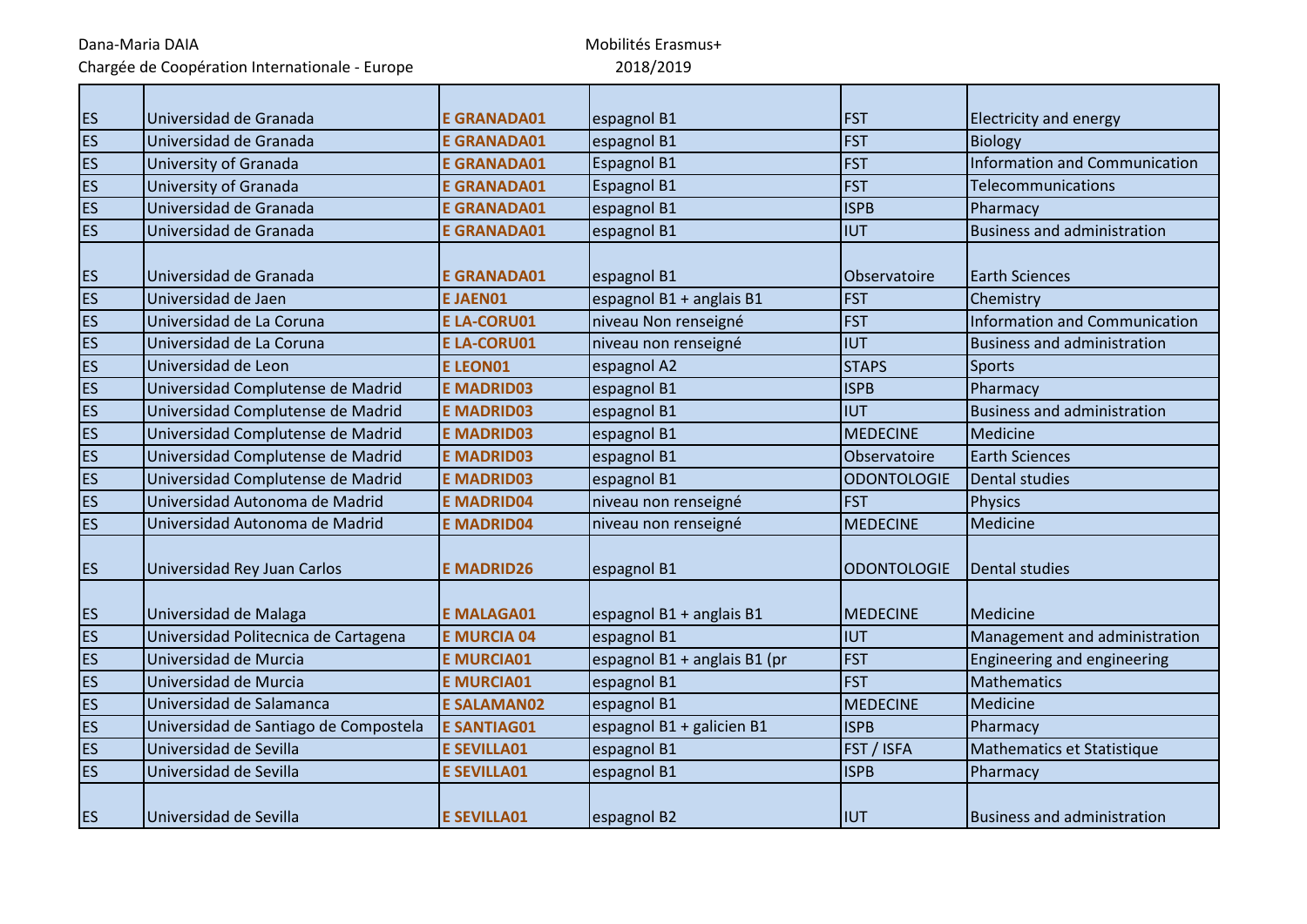Dana-Maria DAIA
Chargée de Coopération Internationale - Europe

Mobilités Erasmus+
2018/2019

| | | | | | |
|---|---|---|---|---|---|
| ES | Universidad de Granada | **E GRANADA01** | espagnol B1 | FST | Electricity and energy |
| ES | Universidad de Granada | **E GRANADA01** | espagnol B1 | FST | Biology |
| ES | University of Granada | **E GRANADA01** | Espagnol B1 | FST | Information and Communication |
| ES | University of Granada | **E GRANADA01** | Espagnol B1 | FST | Telecommunications |
| ES | Universidad de Granada | **E GRANADA01** | espagnol B1 | ISPB | Pharmacy |
| ES | Universidad de Granada | **E GRANADA01** | espagnol B1 | IUT | Business and administration |
| ES | Universidad de Granada | **E GRANADA01** | espagnol B1 | Observatoire | Earth Sciences |
| ES | Universidad de Jaen | **E JAEN01** | espagnol B1 + anglais B1 | FST | Chemistry |
| ES | Universidad de La Coruna | **E LA-CORU01** | niveau Non renseigné | FST | Information and Communication |
| ES | Universidad de La Coruna | **E LA-CORU01** | niveau non renseigné | IUT | Business and administration |
| ES | Universidad de Leon | **E LEON01** | espagnol A2 | STAPS | Sports |
| ES | Universidad Complutense de Madrid | **E MADRID03** | espagnol B1 | ISPB | Pharmacy |
| ES | Universidad Complutense de Madrid | **E MADRID03** | espagnol B1 | IUT | Business and administration |
| ES | Universidad Complutense de Madrid | **E MADRID03** | espagnol B1 | MEDECINE | Medicine |
| ES | Universidad Complutense de Madrid | **E MADRID03** | espagnol B1 | Observatoire | Earth Sciences |
| ES | Universidad Complutense de Madrid | **E MADRID03** | espagnol B1 | ODONTOLOGIE | Dental studies |
| ES | Universidad Autonoma de Madrid | **E MADRID04** | niveau non renseigné | FST | Physics |
| ES | Universidad Autonoma de Madrid | **E MADRID04** | niveau non renseigné | MEDECINE | Medicine |
| ES | Universidad Rey Juan Carlos | **E MADRID26** | espagnol B1 | ODONTOLOGIE | Dental studies |
| ES | Universidad de Malaga | **E MALAGA01** | espagnol B1 + anglais B1 | MEDECINE | Medicine |
| ES | Universidad Politecnica de Cartagena | **E MURCIA 04** | espagnol B1 | IUT | Management and administration |
| ES | Universidad de Murcia | **E MURCIA01** | espagnol B1 + anglais B1 (pr | FST | Engineering and engineering |
| ES | Universidad de Murcia | **E MURCIA01** | espagnol B1 | FST | Mathematics |
| ES | Universidad de Salamanca | **E SALAMAN02** | espagnol B1 | MEDECINE | Medicine |
| ES | Universidad de Santiago de Compostela | **E SANTIAG01** | espagnol B1 + galicien B1 | ISPB | Pharmacy |
| ES | Universidad de Sevilla | **E SEVILLA01** | espagnol B1 | FST / ISFA | Mathematics et Statistique |
| ES | Universidad de Sevilla | **E SEVILLA01** | espagnol B1 | ISPB | Pharmacy |
| ES | Universidad de Sevilla | **E SEVILLA01** | espagnol B2 | IUT | Business and administration |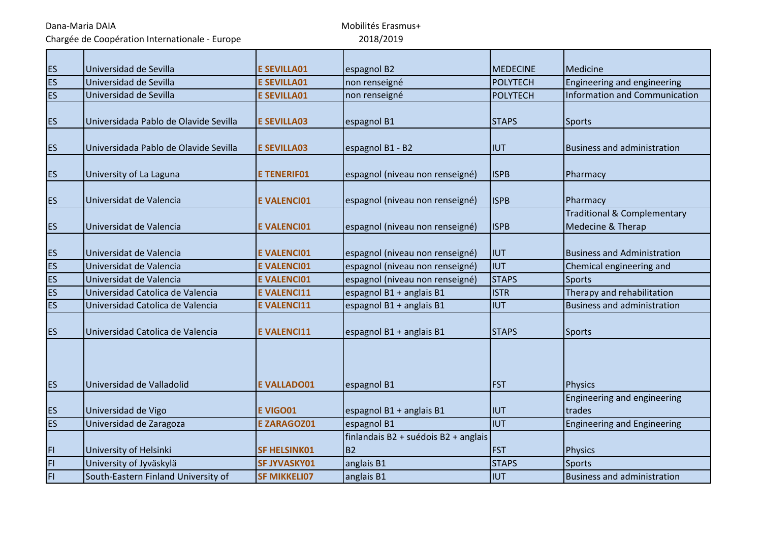| | | | | | |
|---|---|---|---|---|---|
| ES | Universidad de Sevilla | **E SEVILLA01** | espagnol B2 | MEDECINE | Medicine |
| ES | Universidad de Sevilla | **E SEVILLA01** | non renseigné | POLYTECH | Engineering and engineering |
| ES | Universidad de Sevilla | **E SEVILLA01** | non renseigné | POLYTECH | Information and Communication |
| ES | Universidada Pablo de Olavide Sevilla | **E SEVILLA03** | espagnol B1 | STAPS | Sports |
| ES | Universidada Pablo de Olavide Sevilla | **E SEVILLA03** | espagnol B1 - B2 | IUT | Business and administration |
| ES | University of La Laguna | **E TENERIF01** | espagnol (niveau non renseigné) | ISPB | Pharmacy |
| ES | Universidat de Valencia | **E VALENCI01** | espagnol (niveau non renseigné) | ISPB | Pharmacy |
| ES | Universidat de Valencia | **E VALENCI01** | espagnol (niveau non renseigné) | ISPB | Traditional & Complementary Medecine & Therap |
| ES | Universidat de Valencia | **E VALENCI01** | espagnol (niveau non renseigné) | IUT | Business and Administration |
| ES | Universidat de Valencia | **E VALENCI01** | espagnol (niveau non renseigné) | IUT | Chemical engineering and |
| ES | Universidat de Valencia | **E VALENCI01** | espagnol (niveau non renseigné) | STAPS | Sports |
| ES | Universidad Catolica de Valencia | **E VALENCI11** | espagnol B1 + anglais B1 | ISTR | Therapy and rehabilitation |
| ES | Universidad Catolica de Valencia | **E VALENCI11** | espagnol B1 + anglais B1 | IUT | Business and administration |
| ES | Universidad Catolica de Valencia | **E VALENCI11** | espagnol B1 + anglais B1 | STAPS | Sports |
| ES | Universidad de Valladolid | **E VALLADO01** | espagnol B1 | FST | Physics |
| ES | Universidad de Vigo | **E VIGO01** | espagnol B1 + anglais B1 | IUT | Engineering and engineering trades |
| ES | Universidad de Zaragoza | **E ZARAGOZ01** | espagnol B1 | IUT | Engineering and Engineering |
| FI | University of Helsinki | **SF HELSINK01** | finlandais B2 + suédois B2 + anglais B2 | FST | Physics |
| FI | University of Jyväskylä | **SF JYVASKY01** | anglais B1 | STAPS | Sports |
| FI | South-Eastern Finland University of | **SF MIKKELI07** | anglais B1 | IUT | Business and administration |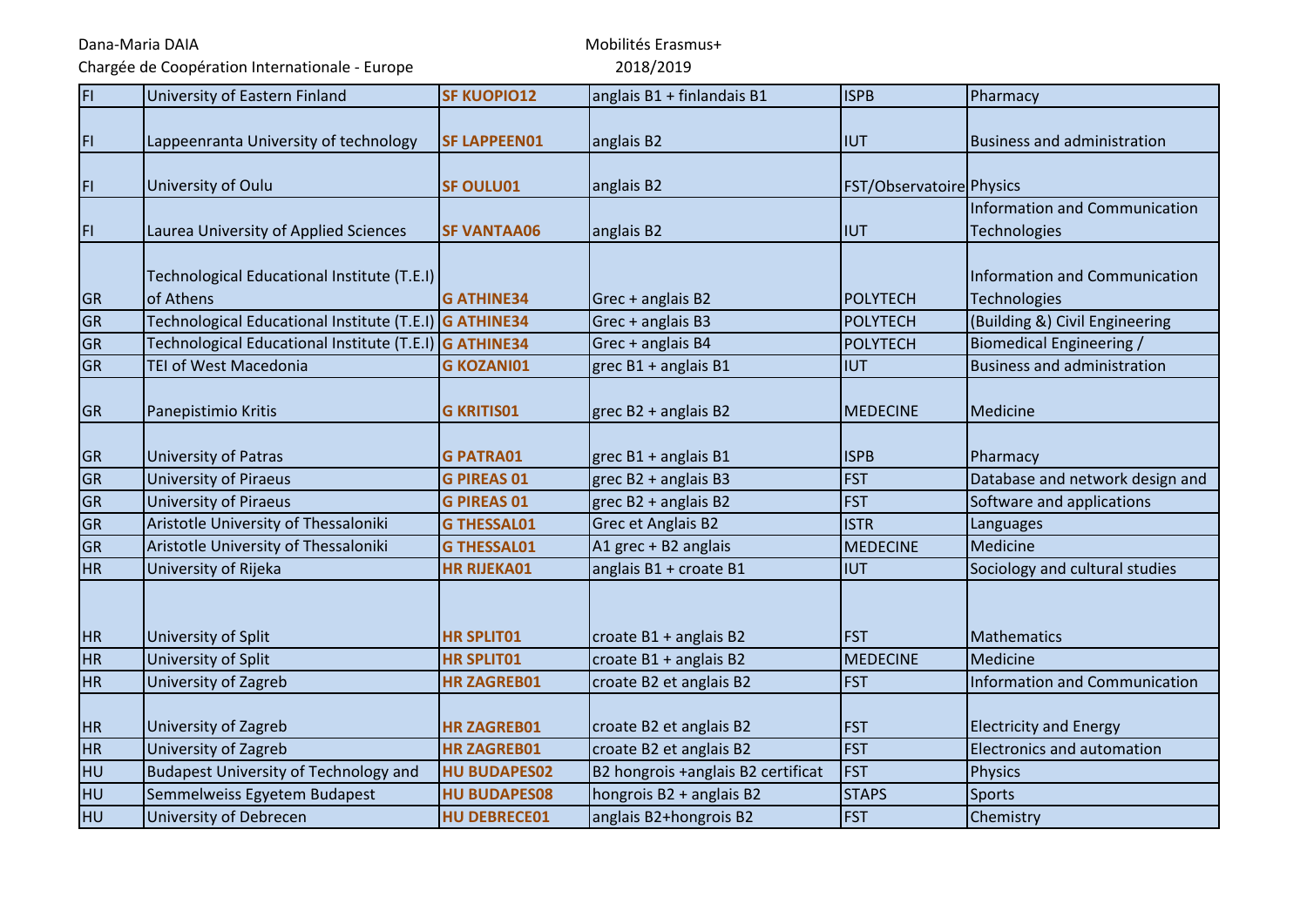Dana-Maria DAIA
Chargée de Coopération Internationale - Europe

Mobilités Erasmus+
2018/2019

| | | | | | |
|---|---|---|---|---|---|
| FI | University of Eastern Finland | **SF KUOPIO12** | anglais B1 + finlandais B1 | ISPB | Pharmacy |
| FI | Lappeenranta University of technology | **SF LAPPEEN01** | anglais B2 | IUT | Business and administration |
| FI | University of Oulu | **SF OULU01** | anglais B2 | FST/Observatoire | Physics |
| FI | Laurea University of Applied Sciences | **SF VANTAA06** | anglais B2 | IUT | Information and Communication Technologies |
| GR | Technological Educational Institute (T.E.I) of Athens | **G ATHINE34** | Grec + anglais B2 | POLYTECH | Information and Communication Technologies |
| GR | Technological Educational Institute (T.E.I) | **G ATHINE34** | Grec + anglais B3 | POLYTECH | (Building &) Civil Engineering |
| GR | Technological Educational Institute (T.E.I) | **G ATHINE34** | Grec + anglais B4 | POLYTECH | Biomedical Engineering / |
| GR | TEI of West Macedonia | **G KOZANI01** | grec B1 + anglais B1 | IUT | Business and administration |
| GR | Panepistimio Kritis | **G KRITIS01** | grec B2 + anglais B2 | MEDECINE | Medicine |
| GR | University of Patras | **G PATRA01** | grec B1 + anglais B1 | ISPB | Pharmacy |
| GR | University of Piraeus | **G PIREAS 01** | grec B2 + anglais B3 | FST | Database and network design and |
| GR | University of Piraeus | **G PIREAS 01** | grec B2 + anglais B2 | FST | Software and applications |
| GR | Aristotle University of Thessaloniki | **G THESSAL01** | Grec et Anglais B2 | ISTR | Languages |
| GR | Aristotle University of Thessaloniki | **G THESSAL01** | A1 grec + B2 anglais | MEDECINE | Medicine |
| HR | University of Rijeka | **HR RIJEKA01** | anglais B1 + croate B1 | IUT | Sociology and cultural studies |
| HR | University of Split | **HR SPLIT01** | croate B1 + anglais B2 | FST | Mathematics |
| HR | University of Split | **HR SPLIT01** | croate B1 + anglais B2 | MEDECINE | Medicine |
| HR | University of Zagreb | **HR ZAGREB01** | croate B2 et anglais B2 | FST | Information and Communication |
| HR | University of Zagreb | **HR ZAGREB01** | croate B2 et anglais B2 | FST | Electricity and Energy |
| HR | University of Zagreb | **HR ZAGREB01** | croate B2 et anglais B2 | FST | Electronics and automation |
| HU | Budapest University of Technology and | **HU BUDAPES02** | B2 hongrois +anglais B2 certificat | FST | Physics |
| HU | Semmelweiss Egyetem Budapest | **HU BUDAPES08** | hongrois B2 + anglais B2 | STAPS | Sports |
| HU | University of Debrecen | **HU DEBRECE01** | anglais B2+hongrois B2 | FST | Chemistry |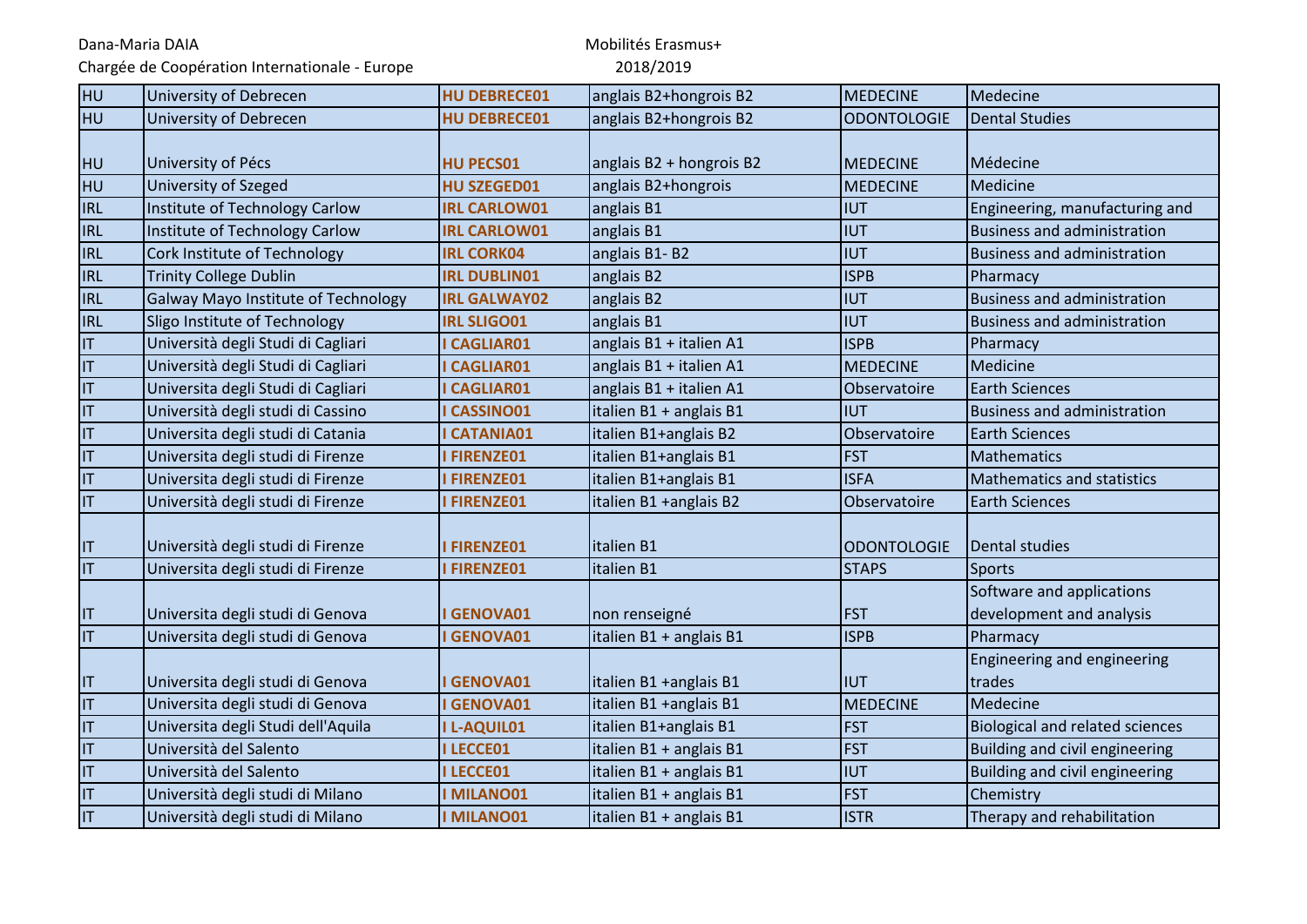| HU | University of Debrecen | HU DEBRECE01 | anglais B2+hongrois B2 | MEDECINE | Medecine |
|---|---|---|---|---|---|
| HU | University of Debrecen | HU DEBRECE01 | anglais B2+hongrois B2 | ODONTOLOGIE | Dental Studies |
| HU | University of Pécs | HU PECS01 | anglais B2 + hongrois B2 | MEDECINE | Médecine |
| HU | University of Szeged | HU SZEGED01 | anglais B2+hongrois | MEDECINE | Medicine |
| IRL | Institute of Technology Carlow | IRL CARLOW01 | anglais B1 | IUT | Engineering, manufacturing and |
| IRL | Institute of Technology Carlow | IRL CARLOW01 | anglais B1 | IUT | Business and administration |
| IRL | Cork Institute of Technology | IRL CORK04 | anglais B1- B2 | IUT | Business and administration |
| IRL | Trinity College Dublin | IRL DUBLIN01 | anglais B2 | ISPB | Pharmacy |
| IRL | Galway Mayo Institute of Technology | IRL GALWAY02 | anglais B2 | IUT | Business and administration |
| IRL | Sligo Institute of Technology | IRL SLIGO01 | anglais B1 | IUT | Business and administration |
| IT | Università degli Studi di Cagliari | I CAGLIAR01 | anglais B1 + italien A1 | ISPB | Pharmacy |
| IT | Università degli Studi di Cagliari | I CAGLIAR01 | anglais B1 + italien A1 | MEDECINE | Medicine |
| IT | Universita degli Studi di Cagliari | I CAGLIAR01 | anglais B1 + italien A1 | Observatoire | Earth Sciences |
| IT | Università degli studi di Cassino | I CASSINO01 | italien B1 + anglais B1 | IUT | Business and administration |
| IT | Universita degli studi di Catania | I CATANIA01 | italien B1+anglais B2 | Observatoire | Earth Sciences |
| IT | Universita degli studi di Firenze | I FIRENZE01 | italien B1+anglais B1 | FST | Mathematics |
| IT | Universita degli studi di Firenze | I FIRENZE01 | italien B1+anglais B1 | ISFA | Mathematics and statistics |
| IT | Università degli studi di Firenze | I FIRENZE01 | italien B1 +anglais B2 | Observatoire | Earth Sciences |
| IT | Università degli studi di Firenze | I FIRENZE01 | italien B1 | ODONTOLOGIE | Dental studies |
| IT | Universita degli studi di Firenze | I FIRENZE01 | italien B1 | STAPS | Sports |
| IT | Universita degli studi di Genova | I GENOVA01 | non renseigné | FST | Software and applications development and analysis |
| IT | Universita degli studi di Genova | I GENOVA01 | italien B1 + anglais B1 | ISPB | Pharmacy |
| IT | Universita degli studi di Genova | I GENOVA01 | italien B1 +anglais B1 | IUT | Engineering and engineering trades |
| IT | Universita degli studi di Genova | I GENOVA01 | italien B1 +anglais B1 | MEDECINE | Medecine |
| IT | Universita degli Studi dell'Aquila | I L-AQUIL01 | italien B1+anglais B1 | FST | Biological and related sciences |
| IT | Università del Salento | I LECCE01 | italien B1 + anglais B1 | FST | Building and civil engineering |
| IT | Università del Salento | I LECCE01 | italien B1 + anglais B1 | IUT | Building and civil engineering |
| IT | Università degli studi di Milano | I MILANO01 | italien B1 + anglais B1 | FST | Chemistry |
| IT | Università degli studi di Milano | I MILANO01 | italien B1 + anglais B1 | ISTR | Therapy and rehabilitation |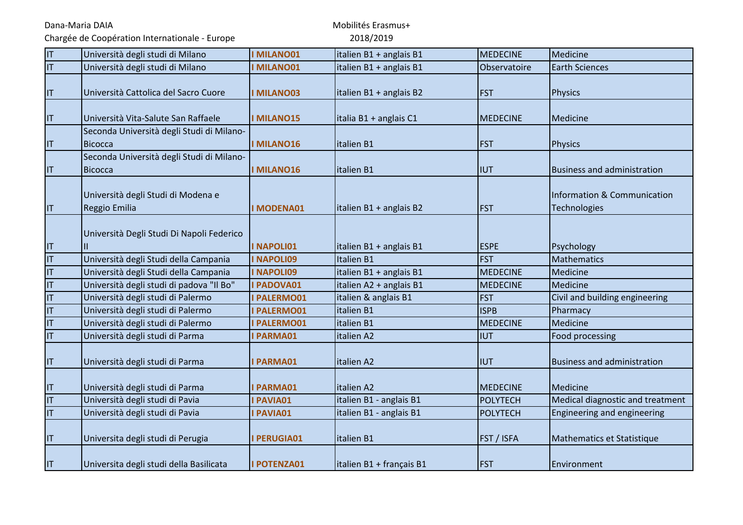| | | | | | |
|---|---|---|---|---|---|
| IT | Università degli studi di Milano | **I MILANO01** | italien B1 + anglais B1 | MEDECINE | Medicine |
| IT | Università degli studi di Milano | **I MILANO01** | italien B1 + anglais B1 | Observatoire | Earth Sciences |
| IT | Università Cattolica del Sacro Cuore | **I MILANO03** | italien B1 + anglais B2 | FST | Physics |
| IT | Università Vita-Salute San Raffaele | **I MILANO15** | italia B1 + anglais C1 | MEDECINE | Medicine |
| IT | Seconda Università degli Studi di Milano-Bicocca | **I MILANO16** | italien B1 | FST | Physics |
| IT | Seconda Università degli Studi di Milano-Bicocca | **I MILANO16** | italien B1 | IUT | Business and administration |
| IT | Università degli Studi di Modena e Reggio Emilia | **I MODENA01** | italien B1 + anglais B2 | FST | Information & Communication Technologies |
| IT | Università Degli Studi Di Napoli Federico II | **I NAPOLI01** | italien B1 + anglais B1 | ESPE | Psychology |
| IT | Università degli Studi della Campania | **I NAPOLI09** | Italien B1 | FST | Mathematics |
| IT | Università degli Studi della Campania | **I NAPOLI09** | italien B1 + anglais B1 | MEDECINE | Medicine |
| IT | Università degli studi di padova "Il Bo" | **I PADOVA01** | italien A2 + anglais B1 | MEDECINE | Medicine |
| IT | Università degli studi di Palermo | **I PALERMO01** | italien & anglais B1 | FST | Civil and building engineering |
| IT | Università degli studi di Palermo | **I PALERMO01** | italien B1 | ISPB | Pharmacy |
| IT | Università degli studi di Palermo | **I PALERMO01** | italien B1 | MEDECINE | Medicine |
| IT | Università degli studi di Parma | **I PARMA01** | italien A2 | IUT | Food processing |
| IT | Università degli studi di Parma | **I PARMA01** | italien A2 | IUT | Business and administration |
| IT | Università degli studi di Parma | **I PARMA01** | italien A2 | MEDECINE | Medicine |
| IT | Università degli studi di Pavia | **I PAVIA01** | italien B1 - anglais B1 | POLYTECH | Medical diagnostic and treatment |
| IT | Università degli studi di Pavia | **I PAVIA01** | italien B1 - anglais B1 | POLYTECH | Engineering and engineering |
| IT | Universita degli studi di Perugia | **I PERUGIA01** | italien B1 | FST / ISFA | Mathematics et Statistique |
| IT | Universita degli studi della Basilicata | **I POTENZA01** | italien B1 + français B1 | FST | Environment |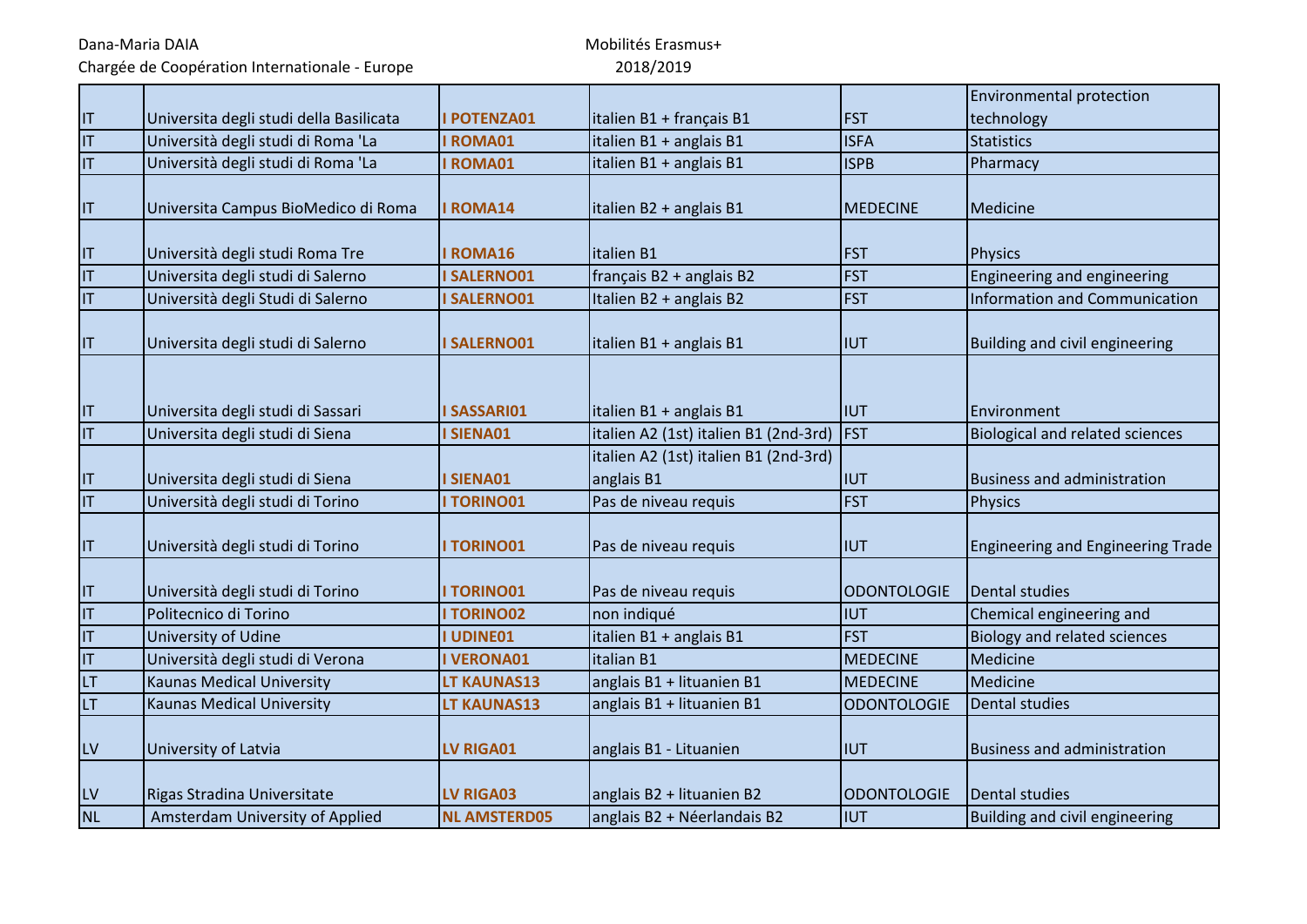| | | | | | |
|---|---|---|---|---|---|
| IT | Universita degli studi della Basilicata | I POTENZA01 | italien B1 + français B1 | FST | Environmental protection technology |
| IT | Università degli studi di Roma 'La | I ROMA01 | italien B1 + anglais B1 | ISFA | Statistics |
| IT | Università degli studi di Roma 'La | I ROMA01 | italien B1 + anglais B1 | ISPB | Pharmacy |
| IT | Universita Campus BioMedico di Roma | I ROMA14 | italien B2 + anglais B1 | MEDECINE | Medicine |
| IT | Università degli studi Roma Tre | I ROMA16 | italien B1 | FST | Physics |
| IT | Universita degli studi di Salerno | I SALERNO01 | français B2 + anglais B2 | FST | Engineering and engineering |
| IT | Università degli Studi di Salerno | I SALERNO01 | Italien B2 + anglais B2 | FST | Information and Communication |
| IT | Universita degli studi di Salerno | I SALERNO01 | italien B1 + anglais B1 | IUT | Building and civil engineering |
| IT | Universita degli studi di Sassari | I SASSARI01 | italien B1 + anglais B1 | IUT | Environment |
| IT | Universita degli studi di Siena | I SIENA01 | italien A2 (1st) italien B1 (2nd-3rd) | FST | Biological and related sciences |
| IT | Universita degli studi di Siena | I SIENA01 | italien A2 (1st) italien B1 (2nd-3rd) anglais B1 | IUT | Business and administration |
| IT | Università degli studi di Torino | I TORINO01 | Pas de niveau requis | FST | Physics |
| IT | Università degli studi di Torino | I TORINO01 | Pas de niveau requis | IUT | Engineering and Engineering Trade |
| IT | Università degli studi di Torino | I TORINO01 | Pas de niveau requis | ODONTOLOGIE | Dental studies |
| IT | Politecnico di Torino | I TORINO02 | non indiqué | IUT | Chemical engineering and |
| IT | University of Udine | I UDINE01 | italien B1 + anglais B1 | FST | Biology and related sciences |
| IT | Università degli studi di Verona | I VERONA01 | italian B1 | MEDECINE | Medicine |
| LT | Kaunas Medical University | LT KAUNAS13 | anglais B1 + lituanien B1 | MEDECINE | Medicine |
| LT | Kaunas Medical University | LT KAUNAS13 | anglais B1 + lituanien B1 | ODONTOLOGIE | Dental studies |
| LV | University of Latvia | LV RIGA01 | anglais B1 - Lituanien | IUT | Business and administration |
| LV | Rigas Stradina Universitate | LV RIGA03 | anglais B2 + lituanien B2 | ODONTOLOGIE | Dental studies |
| NL | Amsterdam University of Applied | NL AMSTERD05 | anglais B2 + Néerlandais B2 | IUT | Building and civil engineering |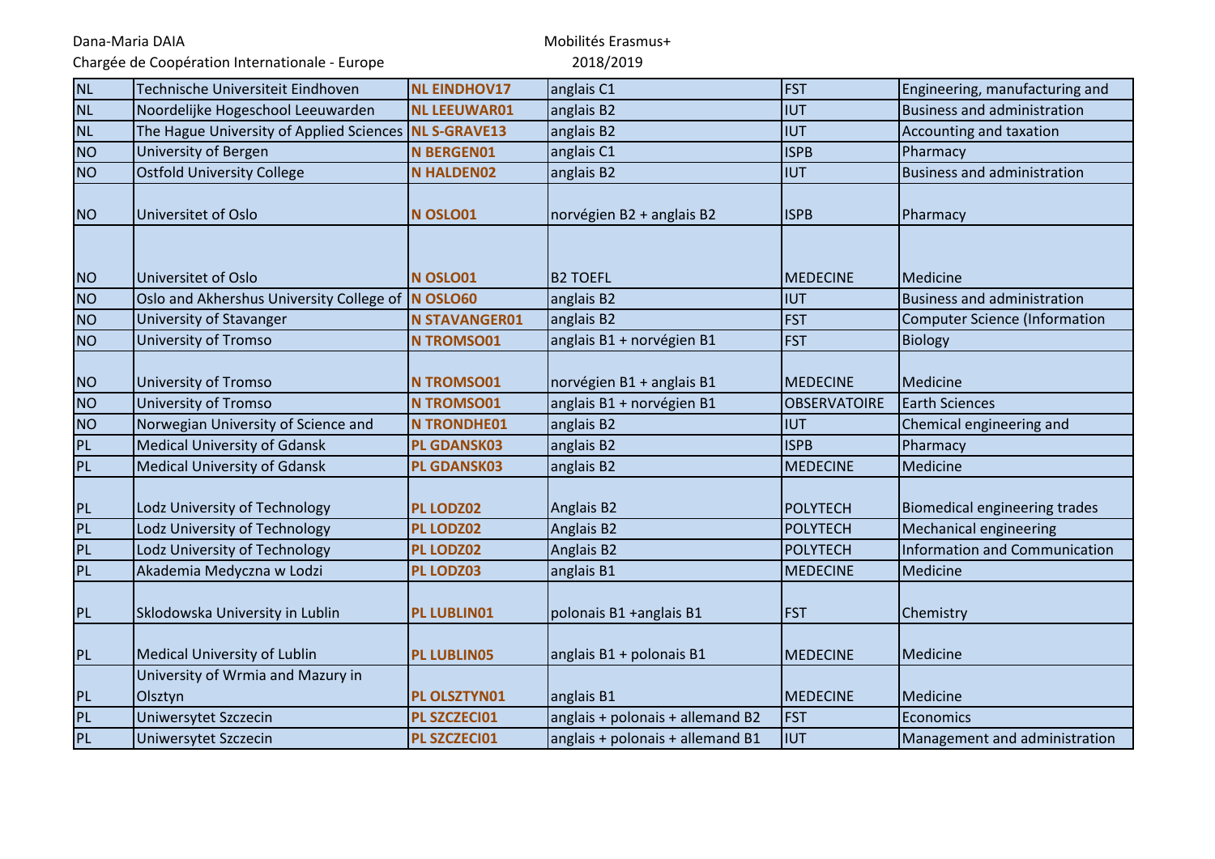| NL | Technische Universiteit Eindhoven | NL EINDHOV17 | anglais C1 | FST | Engineering, manufacturing and |
|---|---|---|---|---|---|
| NL | Noordelijke Hogeschool Leeuwarden | NL LEEUWAR01 | anglais B2 | IUT | Business and administration |
| NL | The Hague University of Applied Sciences | NL S-GRAVE13 | anglais B2 | IUT | Accounting and taxation |
| NO | University of Bergen | N BERGEN01 | anglais C1 | ISPB | Pharmacy |
| NO | Ostfold University College | N HALDEN02 | anglais B2 | IUT | Business and administration |
| NO | Universitet of Oslo | N OSLO01 | norvégien B2 + anglais B2 | ISPB | Pharmacy |
| NO | Universitet of Oslo | N OSLO01 | B2 TOEFL | MEDECINE | Medicine |
| NO | Oslo and Akhershus University College of | N OSLO60 | anglais B2 | IUT | Business and administration |
| NO | University of Stavanger | N STAVANGER01 | anglais B2 | FST | Computer Science (Information |
| NO | University of Tromso | N TROMSO01 | anglais B1 + norvégien B1 | FST | Biology |
| NO | University of Tromso | N TROMSO01 | norvégien B1 + anglais B1 | MEDECINE | Medicine |
| NO | University of Tromso | N TROMSO01 | anglais B1 + norvégien B1 | OBSERVATOIRE | Earth Sciences |
| NO | Norwegian University of Science and | N TRONDHE01 | anglais B2 | IUT | Chemical engineering and |
| PL | Medical University of Gdansk | PL GDANSK03 | anglais B2 | ISPB | Pharmacy |
| PL | Medical University of Gdansk | PL GDANSK03 | anglais B2 | MEDECINE | Medicine |
| PL | Lodz University of Technology | PL LODZ02 | Anglais B2 | POLYTECH | Biomedical engineering trades |
| PL | Lodz University of Technology | PL LODZ02 | Anglais B2 | POLYTECH | Mechanical engineering |
| PL | Lodz University of Technology | PL LODZ02 | Anglais B2 | POLYTECH | Information and Communication |
| PL | Akademia Medyczna w Lodzi | PL LODZ03 | anglais B1 | MEDECINE | Medicine |
| PL | Sklodowska University in Lublin | PL LUBLIN01 | polonais B1 +anglais B1 | FST | Chemistry |
| PL | Medical University of Lublin | PL LUBLIN05 | anglais B1 + polonais B1 | MEDECINE | Medicine |
| PL | University of Wrmia and Mazury in Olsztyn | PL OLSZTYN01 | anglais B1 | MEDECINE | Medicine |
| PL | Uniwersytet Szczecin | PL SZCZECI01 | anglais + polonais + allemand B2 | FST | Economics |
| PL | Uniwersytet Szczecin | PL SZCZECI01 | anglais + polonais + allemand B1 | IUT | Management and administration |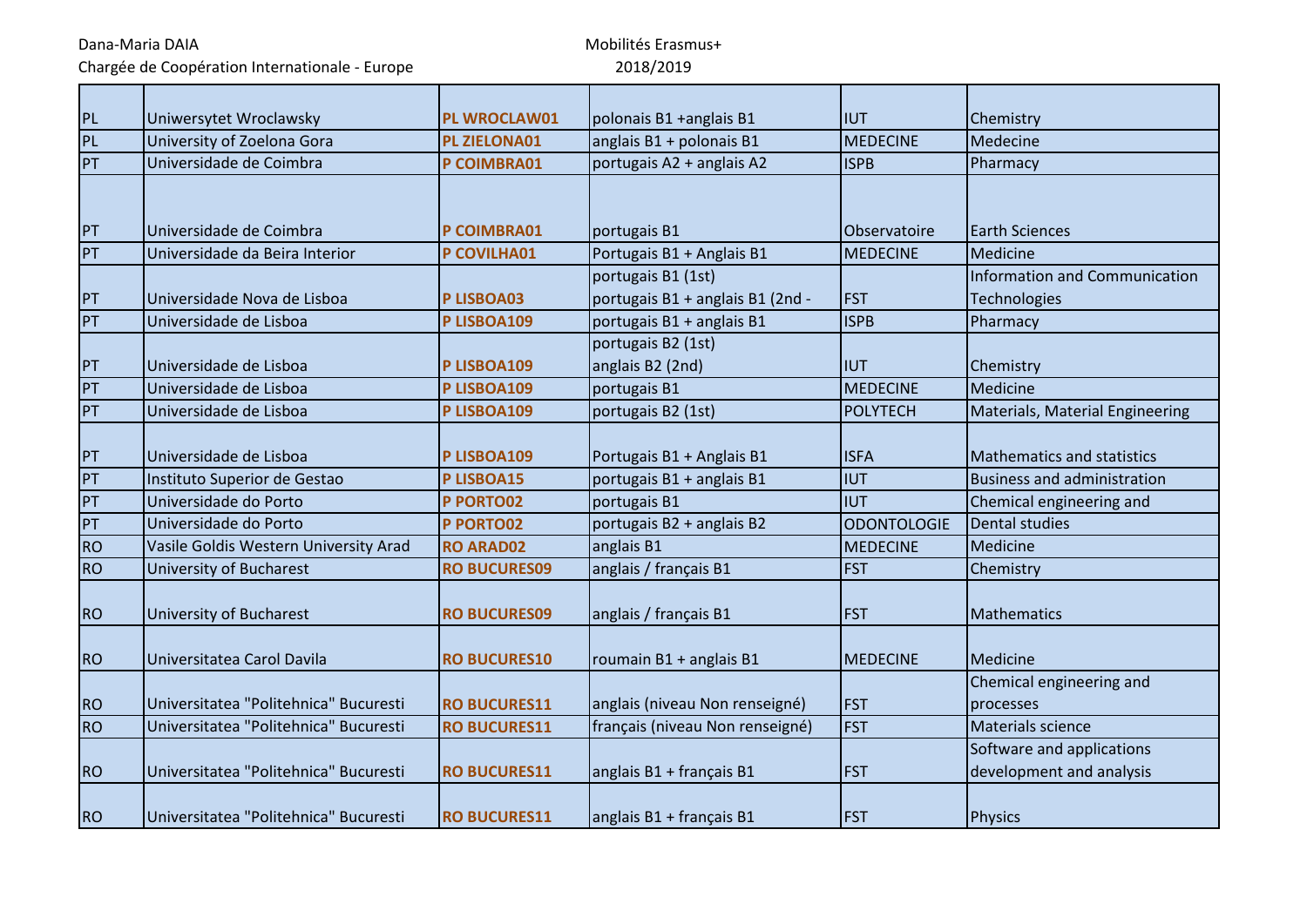Dana-Maria DAIA
Chargée de Coopération Internationale - Europe

Mobilités Erasmus+
2018/2019

| | | | | | |
|---|---|---|---|---|---|
| PL | Uniwersytet Wroclawsky | **PL WROCLAW01** | polonais B1 +anglais B1 | IUT | Chemistry |
| PL | University of Zoelona Gora | **PL ZIELONA01** | anglais B1 + polonais B1 | MEDECINE | Medecine |
| PT | Universidade de Coimbra | **P COIMBRA01** | portugais A2 + anglais A2 | ISPB | Pharmacy |
| PT | Universidade de Coimbra | **P COIMBRA01** | portugais B1 | Observatoire | Earth Sciences |
| PT | Universidade da Beira Interior | **P COVILHA01** | Portugais B1 + Anglais B1 | MEDECINE | Medicine |
| PT | Universidade Nova de Lisboa | **P LISBOA03** | portugais B1 (1st)<br>portugais B1 + anglais B1 (2nd - | FST | Information and Communication Technologies |
| PT | Universidade de Lisboa | **P LISBOA109** | portugais B1 + anglais B1 | ISPB | Pharmacy |
| PT | Universidade de Lisboa | **P LISBOA109** | portugais B2 (1st)<br>anglais B2 (2nd) | IUT | Chemistry |
| PT | Universidade de Lisboa | **P LISBOA109** | portugais B1 | MEDECINE | Medicine |
| PT | Universidade de Lisboa | **P LISBOA109** | portugais B2 (1st) | POLYTECH | Materials, Material Engineering |
| PT | Universidade de Lisboa | **P LISBOA109** | Portugais B1 + Anglais B1 | ISFA | Mathematics and statistics |
| PT | Instituto Superior de Gestao | **P LISBOA15** | portugais B1 + anglais B1 | IUT | Business and administration |
| PT | Universidade do Porto | **P PORTO02** | portugais B1 | IUT | Chemical engineering and |
| PT | Universidade do Porto | **P PORTO02** | portugais B2 + anglais B2 | ODONTOLOGIE | Dental studies |
| RO | Vasile Goldis Western University Arad | **RO ARAD02** | anglais B1 | MEDECINE | Medicine |
| RO | University of Bucharest | **RO BUCURES09** | anglais / français B1 | FST | Chemistry |
| RO | University of Bucharest | **RO BUCURES09** | anglais / français B1 | FST | Mathematics |
| RO | Universitatea Carol Davila | **RO BUCURES10** | roumain B1 + anglais B1 | MEDECINE | Medicine |
| RO | Universitatea "Politehnica" Bucuresti | **RO BUCURES11** | anglais (niveau Non renseigné) | FST | Chemical engineering and processes |
| RO | Universitatea "Politehnica" Bucuresti | **RO BUCURES11** | français (niveau Non renseigné) | FST | Materials science |
| RO | Universitatea "Politehnica" Bucuresti | **RO BUCURES11** | anglais B1 + français B1 | FST | Software and applications development and analysis |
| RO | Universitatea "Politehnica" Bucuresti | **RO BUCURES11** | anglais B1 + français B1 | FST | Physics |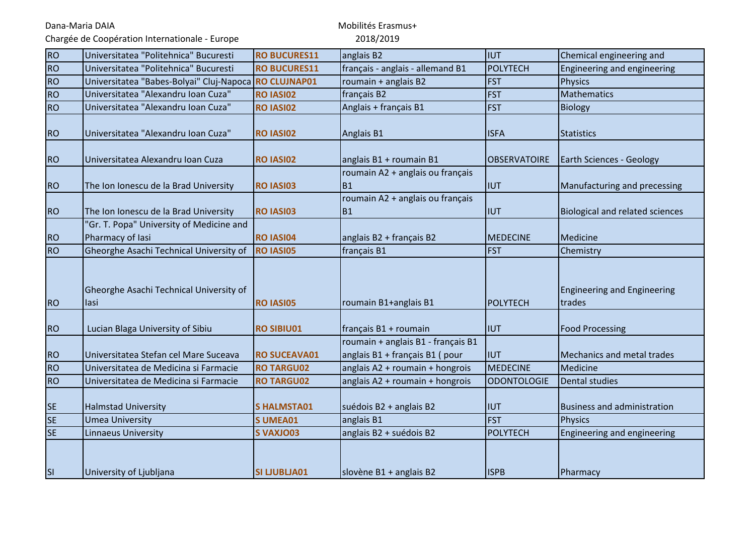| RO | Universitatea "Politehnica" Bucuresti | RO BUCURES11 | anglais B2 | IUT | Chemical engineering and |
|---|---|---|---|---|---|
| RO | Universitatea "Politehnica" Bucuresti | RO BUCURES11 | français - anglais - allemand B1 | POLYTECH | Engineering and engineering |
| RO | Universitatea "Babes-Bolyai" Cluj-Napoca | RO CLUJNAP01 | roumain + anglais B2 | FST | Physics |
| RO | Universitatea "Alexandru Ioan Cuza" | RO IASI02 | français B2 | FST | Mathematics |
| RO | Universitatea "Alexandru Ioan Cuza" | RO IASI02 | Anglais + français B1 | FST | Biology |
| RO | Universitatea "Alexandru Ioan Cuza" | RO IASI02 | Anglais B1 | ISFA | Statistics |
| RO | Universitatea Alexandru Ioan Cuza | RO IASI02 | anglais B1 + roumain B1 | OBSERVATOIRE | Earth Sciences - Geology |
| RO | The Ion Ionescu de la Brad University | RO IASI03 | roumain A2 + anglais ou français B1 | IUT | Manufacturing and precessing |
| RO | The Ion Ionescu de la Brad University | RO IASI03 | roumain A2 + anglais ou français B1 | IUT | Biological and related sciences |
| RO | "Gr. T. Popa" University of Medicine and Pharmacy of Iasi | RO IASI04 | anglais B2 + français B2 | MEDECINE | Medicine |
| RO | Gheorghe Asachi Technical University of | RO IASI05 | français B1 | FST | Chemistry |
| RO | Gheorghe Asachi Technical University of Iasi | RO IASI05 | roumain B1+anglais B1 | POLYTECH | Engineering and Engineering trades |
| RO | Lucian Blaga University of Sibiu | RO SIBIU01 | français B1 + roumain | IUT | Food Processing |
| RO | Universitatea Stefan cel Mare Suceava | RO SUCEAVA01 | roumain + anglais B1 - français B1 anglais B1 + français B1 ( pour | IUT | Mechanics and metal trades |
| RO | Universitatea de Medicina si Farmacie | RO TARGU02 | anglais A2 + roumain + hongrois | MEDECINE | Medicine |
| RO | Universitatea de Medicina si Farmacie | RO TARGU02 | anglais A2 + roumain + hongrois | ODONTOLOGIE | Dental studies |
| SE | Halmstad University | S HALMSTA01 | suédois B2 + anglais B2 | IUT | Business and administration |
| SE | Umea University | S UMEA01 | anglais B1 | FST | Physics |
| SE | Linnaeus University | S VAXJO03 | anglais B2 + suédois B2 | POLYTECH | Engineering and engineering |
| SI | University of Ljubljana | SI LJUBLJA01 | slovène B1 + anglais B2 | ISPB | Pharmacy |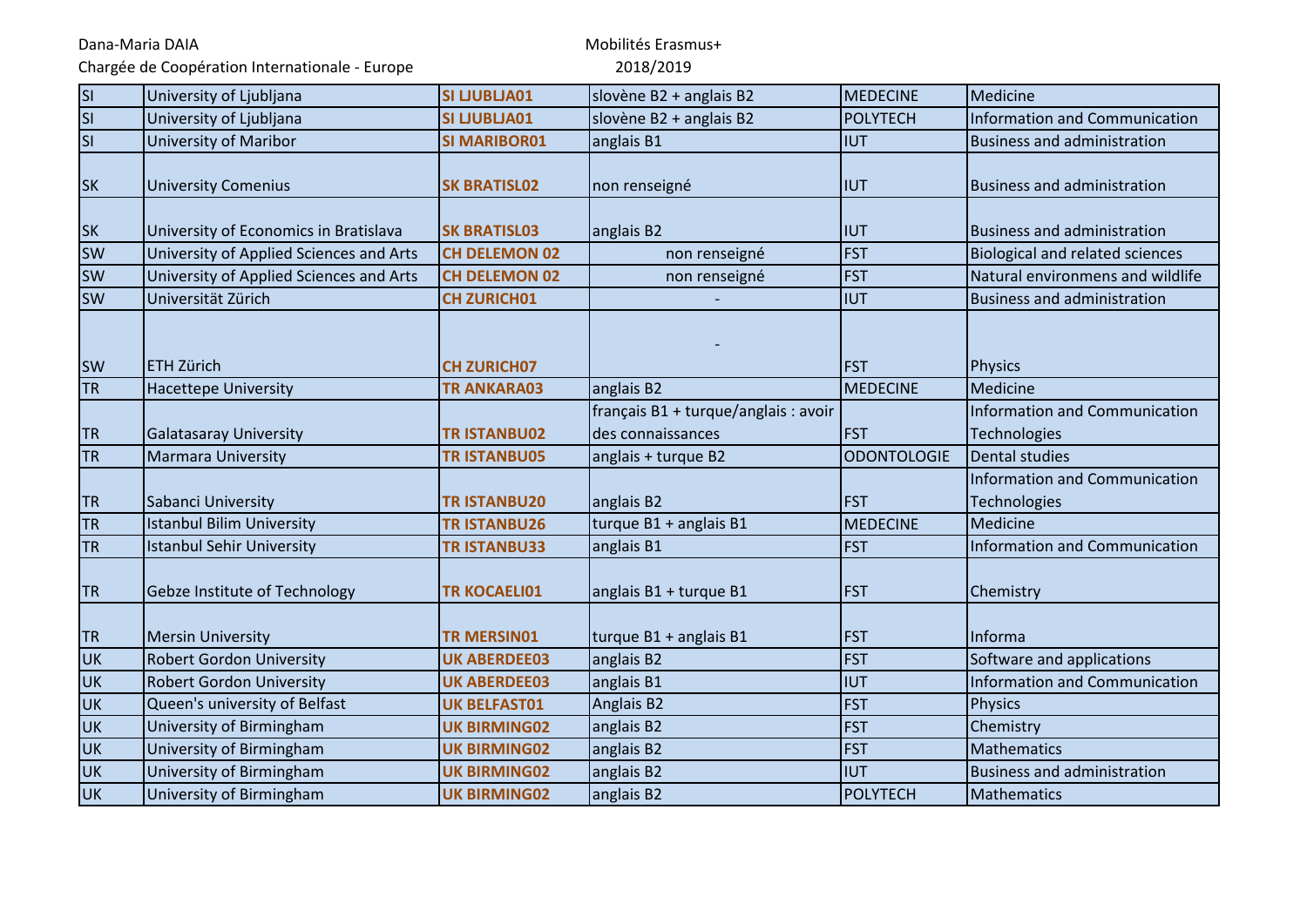| SI | University of Ljubljana | SI LJUBLJA01 | slovène B2 + anglais B2 | MEDECINE | Medicine |
|---|---|---|---|---|---|
| SI | University of Ljubljana | SI LJUBLJA01 | slovène B2 + anglais B2 | POLYTECH | Information and Communication |
| SI | University of Maribor | SI MARIBOR01 | anglais B1 | IUT | Business and administration |
| SK | University Comenius | SK BRATISL02 | non renseigné | IUT | Business and administration |
| SK | University of Economics in Bratislava | SK BRATISL03 | anglais B2 | IUT | Business and administration |
| SW | University of Applied Sciences and Arts | CH DELEMON 02 | non renseigné | FST | Biological and related sciences |
| SW | University of Applied Sciences and Arts | CH DELEMON 02 | non renseigné | FST | Natural environmens and wildlife |
| SW | Universität Zürich | CH ZURICH01 | - | IUT | Business and administration |
| SW | ETH Zürich | CH ZURICH07 | - | FST | Physics |
| TR | Hacettepe University | TR ANKARA03 | anglais B2 | MEDECINE | Medicine |
| TR | Galatasaray University | TR ISTANBU02 | français B1 + turque/anglais : avoir des connaissances | FST | Information and Communication Technologies |
| TR | Marmara University | TR ISTANBU05 | anglais + turque B2 | ODONTOLOGIE | Dental studies |
| TR | Sabanci University | TR ISTANBU20 | anglais B2 | FST | Information and Communication Technologies |
| TR | Istanbul Bilim University | TR ISTANBU26 | turque B1 + anglais B1 | MEDECINE | Medicine |
| TR | Istanbul Sehir University | TR ISTANBU33 | anglais B1 | FST | Information and Communication |
| TR | Gebze Institute of Technology | TR KOCAELI01 | anglais B1 + turque B1 | FST | Chemistry |
| TR | Mersin University | TR MERSIN01 | turque B1 + anglais B1 | FST | Informa |
| UK | Robert Gordon University | UK ABERDEE03 | anglais B2 | FST | Software and applications |
| UK | Robert Gordon University | UK ABERDEE03 | anglais B1 | IUT | Information and Communication |
| UK | Queen's university of Belfast | UK BELFAST01 | Anglais B2 | FST | Physics |
| UK | University of Birmingham | UK BIRMING02 | anglais B2 | FST | Chemistry |
| UK | University of Birmingham | UK BIRMING02 | anglais B2 | FST | Mathematics |
| UK | University of Birmingham | UK BIRMING02 | anglais B2 | IUT | Business and administration |
| UK | University of Birmingham | UK BIRMING02 | anglais B2 | POLYTECH | Mathematics |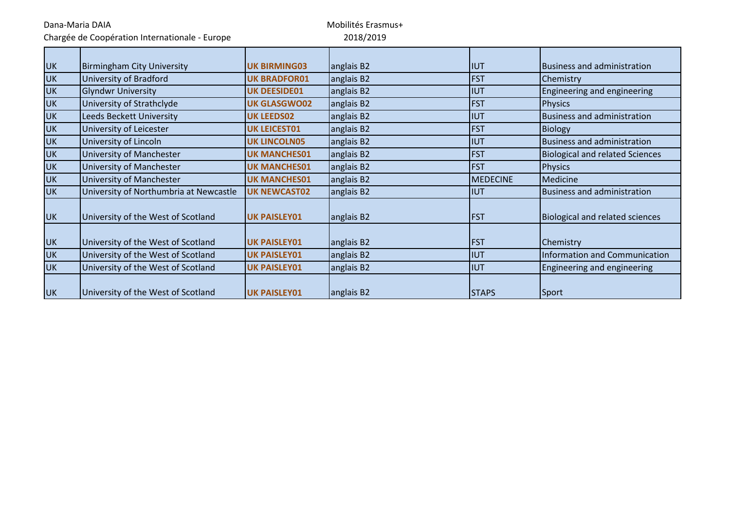Dana-Maria DAIA
Chargée de Coopération Internationale - Europe

Mobilités Erasmus+
2018/2019

| | | | | | |
|---|---|---|---|---|---|
| UK | Birmingham City University | **UK BIRMING03** | anglais B2 | IUT | Business and administration |
| UK | University of Bradford | **UK BRADFOR01** | anglais B2 | FST | Chemistry |
| UK | Glyndwr University | **UK DEESIDE01** | anglais B2 | IUT | Engineering and engineering |
| UK | University of Strathclyde | **UK GLASGWO02** | anglais B2 | FST | Physics |
| UK | Leeds Beckett University | **UK LEEDS02** | anglais B2 | IUT | Business and administration |
| UK | University of Leicester | **UK LEICEST01** | anglais B2 | FST | Biology |
| UK | University of Lincoln | **UK LINCOLN05** | anglais B2 | IUT | Business and administration |
| UK | University of Manchester | **UK MANCHES01** | anglais B2 | FST | Biological and related Sciences |
| UK | University of Manchester | **UK MANCHES01** | anglais B2 | FST | Physics |
| UK | University of Manchester | **UK MANCHES01** | anglais B2 | MEDECINE | Medicine |
| UK | University of Northumbria at Newcastle | **UK NEWCAST02** | anglais B2 | IUT | Business and administration |
| UK | University of the West of Scotland | **UK PAISLEY01** | anglais B2 | FST | Biological and related sciences |
| UK | University of the West of Scotland | **UK PAISLEY01** | anglais B2 | FST | Chemistry |
| UK | University of the West of Scotland | **UK PAISLEY01** | anglais B2 | IUT | Information and Communication |
| UK | University of the West of Scotland | **UK PAISLEY01** | anglais B2 | IUT | Engineering and engineering |
| UK | University of the West of Scotland | **UK PAISLEY01** | anglais B2 | STAPS | Sport |